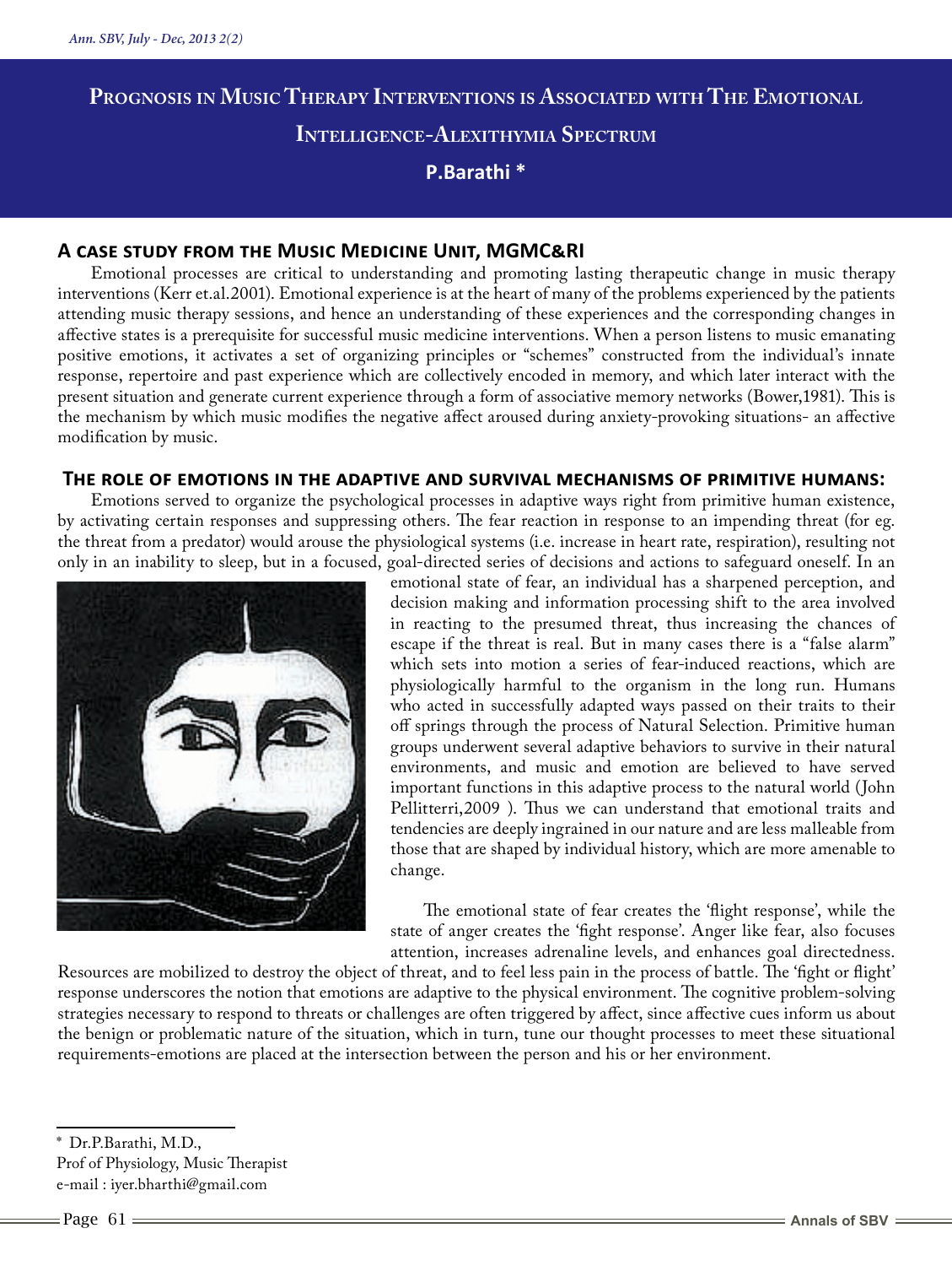# Prognosis in Music Therapy Interventions is Associated with The Emotional Intelligence-Alexithymia Spectrum

**P.Barathi ***

## A case study from the Music Medicine Unit, MGMC&RI

Emotional processes are critical to understanding and promoting lasting therapeutic change in music therapy interventions (Kerr et.al.2001). Emotional experience is at the heart of many of the problems experienced by the patients attending music therapy sessions, and hence an understanding of these experiences and the corresponding changes in affective states is a prerequisite for successful music medicine interventions. When a person listens to music emanating positive emotions, it activates a set of organizing principles or "schemes" constructed from the individual's innate response, repertoire and past experience which are collectively encoded in memory, and which later interact with the present situation and generate current experience through a form of associative memory networks (Bower,1981). This is the mechanism by which music modifies the negative affect aroused during anxiety-provoking situations- an affective modification by music.

## The role of emotions in the adaptive and survival mechanisms of primitive humans:

Emotions served to organize the psychological processes in adaptive ways right from primitive human existence, by activating certain responses and suppressing others. The fear reaction in response to an impending threat (for eg. the threat from a predator) would arouse the physiological systems (i.e. increase in heart rate, respiration), resulting not only in an inability to sleep, but in a focused, goal-directed series of decisions and actions to safeguard oneself. In an emotional state of fear, an individual has a sharpened perception, and decision making and information processing shift to the area involved in reacting to the presumed threat, thus increasing the chances of escape if the threat is real. But in many cases there is a "false alarm" which sets into motion a series of fear-induced reactions, which are physiologically harmful to the organism in the long run. Humans who acted in successfully adapted ways passed on their traits to their off springs through the process of Natural Selection. Primitive human groups underwent several adaptive behaviors to survive in their natural environments, and music and emotion are believed to have served important functions in this adaptive process to the natural world (John Pellitterri,2009 ). Thus we can understand that emotional traits and tendencies are deeply ingrained in our nature and are less malleable from those that are shaped by individual history, which are more amenable to change.

The emotional state of fear creates the 'flight response', while the state of anger creates the 'fight response'. Anger like fear, also focuses attention, increases adrenaline levels, and enhances goal directedness. Resources are mobilized to destroy the object of threat, and to feel less pain in the process of battle. The 'fight or flight' response underscores the notion that emotions are adaptive to the physical environment. The cognitive problem-solving strategies necessary to respond to threats or challenges are often triggered by affect, since affective cues inform us about the benign or problematic nature of the situation, which in turn, tune our thought processes to meet these situational requirements-emotions are placed at the intersection between the person and his or her environment.

---

* Dr.P.Barathi, M.D.,
Prof of Physiology, Music Therapist
e-mail : iyer.bharthi@gmail.com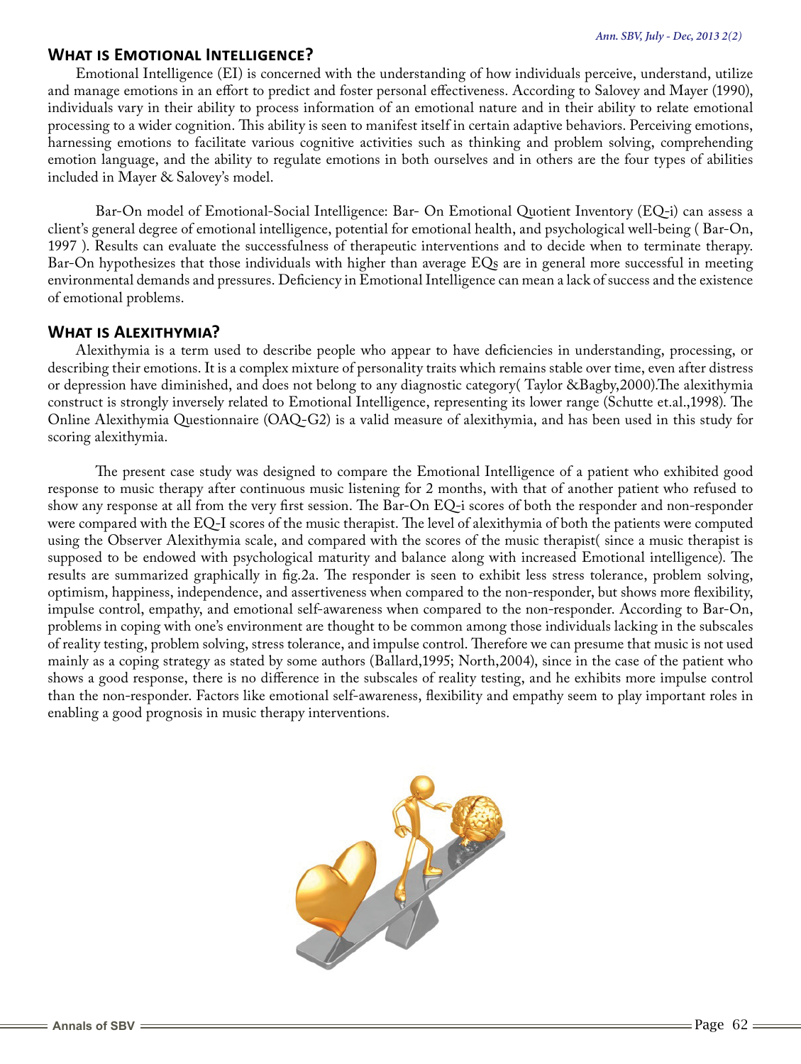## What is Emotional Intelligence?

Emotional Intelligence (EI) is concerned with the understanding of how individuals perceive, understand, utilize and manage emotions in an effort to predict and foster personal effectiveness. According to Salovey and Mayer (1990), individuals vary in their ability to process information of an emotional nature and in their ability to relate emotional processing to a wider cognition. This ability is seen to manifest itself in certain adaptive behaviors. Perceiving emotions, harnessing emotions to facilitate various cognitive activities such as thinking and problem solving, comprehending emotion language, and the ability to regulate emotions in both ourselves and in others are the four types of abilities included in Mayer & Salovey's model.

Bar-On model of Emotional-Social Intelligence: Bar- On Emotional Quotient Inventory (EQ-i) can assess a client's general degree of emotional intelligence, potential for emotional health, and psychological well-being ( Bar-On, 1997 ). Results can evaluate the successfulness of therapeutic interventions and to decide when to terminate therapy. Bar-On hypothesizes that those individuals with higher than average EQs are in general more successful in meeting environmental demands and pressures. Deficiency in Emotional Intelligence can mean a lack of success and the existence of emotional problems.

## What is Alexithymia?

Alexithymia is a term used to describe people who appear to have deficiencies in understanding, processing, or describing their emotions. It is a complex mixture of personality traits which remains stable over time, even after distress or depression have diminished, and does not belong to any diagnostic category( Taylor &Bagby,2000).The alexithymia construct is strongly inversely related to Emotional Intelligence, representing its lower range (Schutte et.al.,1998). The Online Alexithymia Questionnaire (OAQ-G2) is a valid measure of alexithymia, and has been used in this study for scoring alexithymia.

The present case study was designed to compare the Emotional Intelligence of a patient who exhibited good response to music therapy after continuous music listening for 2 months, with that of another patient who refused to show any response at all from the very first session. The Bar-On EQ-i scores of both the responder and non-responder were compared with the EQ-I scores of the music therapist. The level of alexithymia of both the patients were computed using the Observer Alexithymia scale, and compared with the scores of the music therapist( since a music therapist is supposed to be endowed with psychological maturity and balance along with increased Emotional intelligence). The results are summarized graphically in fig.2a. The responder is seen to exhibit less stress tolerance, problem solving, optimism, happiness, independence, and assertiveness when compared to the non-responder, but shows more flexibility, impulse control, empathy, and emotional self-awareness when compared to the non-responder. According to Bar-On, problems in coping with one's environment are thought to be common among those individuals lacking in the subscales of reality testing, problem solving, stress tolerance, and impulse control. Therefore we can presume that music is not used mainly as a coping strategy as stated by some authors (Ballard,1995; North,2004), since in the case of the patient who shows a good response, there is no difference in the subscales of reality testing, and he exhibits more impulse control than the non-responder. Factors like emotional self-awareness, flexibility and empathy seem to play important roles in enabling a good prognosis in music therapy interventions.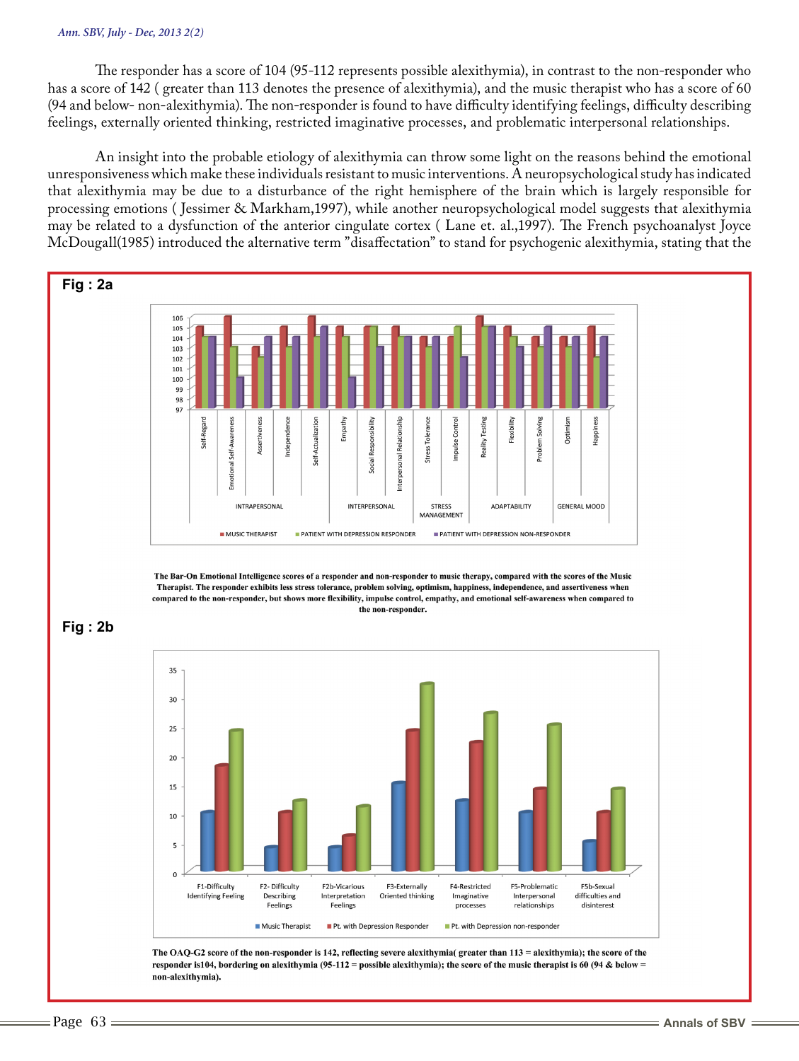The responder has a score of 104 (95-112 represents possible alexithymia), in contrast to the non-responder who has a score of 142 ( greater than 113 denotes the presence of alexithymia), and the music therapist who has a score of 60 (94 and below- non-alexithymia). The non-responder is found to have difficulty identifying feelings, difficulty describing feelings, externally oriented thinking, restricted imaginative processes, and problematic interpersonal relationships.

An insight into the probable etiology of alexithymia can throw some light on the reasons behind the emotional unresponsiveness which make these individuals resistant to music interventions. A neuropsychological study has indicated that alexithymia may be due to a disturbance of the right hemisphere of the brain which is largely responsible for processing emotions ( Jessimer & Markham,1997), while another neuropsychological model suggests that alexithymia may be related to a dysfunction of the anterior cingulate cortex ( Lane et. al.,1997). The French psychoanalyst Joyce McDougall(1985) introduced the alternative term "disaffectation" to stand for psychogenic alexithymia, stating that the

**Fig : 2a**

**The Bar-On Emotional Intelligence scores of a responder and non-responder to music therapy, compared with the scores of the Music Therapist. The responder exhibits less stress tolerance, problem solving, optimism, happiness, independence, and assertiveness when compared to the non-responder, but shows more flexibility, impulse control, empathy, and emotional self-awareness when compared to the non-responder.**

**Fig : 2b**

**The OAQ-G2 score of the non-responder is 142, reflecting severe alexithymia( greater than 113 = alexithymia); the score of the responder is104, bordering on alexithymia (95-112 = possible alexithymia); the score of the music therapist is 60 (94 & below = non-alexithymia).**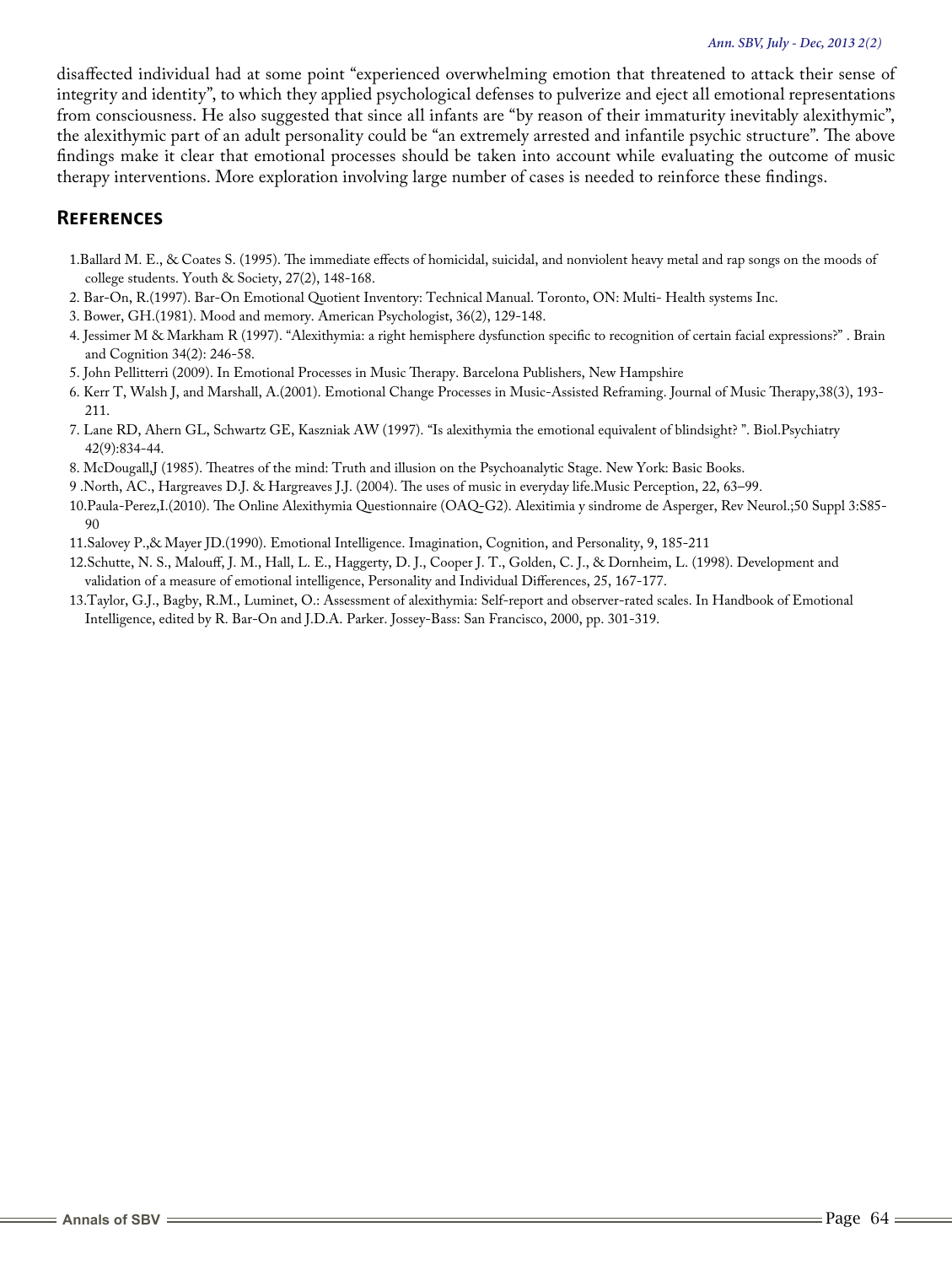disaffected individual had at some point "experienced overwhelming emotion that threatened to attack their sense of integrity and identity", to which they applied psychological defenses to pulverize and eject all emotional representations from consciousness. He also suggested that since all infants are "by reason of their immaturity inevitably alexithymic", the alexithymic part of an adult personality could be "an extremely arrested and infantile psychic structure". The above findings make it clear that emotional processes should be taken into account while evaluating the outcome of music therapy interventions. More exploration involving large number of cases is needed to reinforce these findings.

## References

1.Ballard M. E., & Coates S. (1995). The immediate effects of homicidal, suicidal, and nonviolent heavy metal and rap songs on the moods of college students. Youth & Society, 27(2), 148-168.

2. Bar-On, R.(1997). Bar-On Emotional Quotient Inventory: Technical Manual. Toronto, ON: Multi- Health systems Inc.

3. Bower, GH.(1981). Mood and memory. American Psychologist, 36(2), 129-148.

4. Jessimer M & Markham R (1997). "Alexithymia: a right hemisphere dysfunction specific to recognition of certain facial expressions?" . Brain and Cognition 34(2): 246-58.

5. John Pellitterri (2009). In Emotional Processes in Music Therapy. Barcelona Publishers, New Hampshire

6. Kerr T, Walsh J, and Marshall, A.(2001). Emotional Change Processes in Music-Assisted Reframing. Journal of Music Therapy,38(3), 193-211.

7. Lane RD, Ahern GL, Schwartz GE, Kaszniak AW (1997). "Is alexithymia the emotional equivalent of blindsight? ". Biol.Psychiatry 42(9):834-44.

8. McDougall,J (1985). Theatres of the mind: Truth and illusion on the Psychoanalytic Stage. New York: Basic Books.

9 .North, AC., Hargreaves D.J. & Hargreaves J.J. (2004). The uses of music in everyday life.Music Perception, 22, 63–99.

10.Paula-Perez,I.(2010). The Online Alexithymia Questionnaire (OAQ-G2). Alexitimia y sindrome de Asperger, Rev Neurol.;50 Suppl 3:S85-90

11.Salovey P.,& Mayer JD.(1990). Emotional Intelligence. Imagination, Cognition, and Personality, 9, 185-211

12.Schutte, N. S., Malouff, J. M., Hall, L. E., Haggerty, D. J., Cooper J. T., Golden, C. J., & Dornheim, L. (1998). Development and validation of a measure of emotional intelligence, Personality and Individual Differences, 25, 167-177.

13.Taylor, G.J., Bagby, R.M., Luminet, O.: Assessment of alexithymia: Self-report and observer-rated scales. In Handbook of Emotional Intelligence, edited by R. Bar-On and J.D.A. Parker. Jossey-Bass: San Francisco, 2000, pp. 301-319.